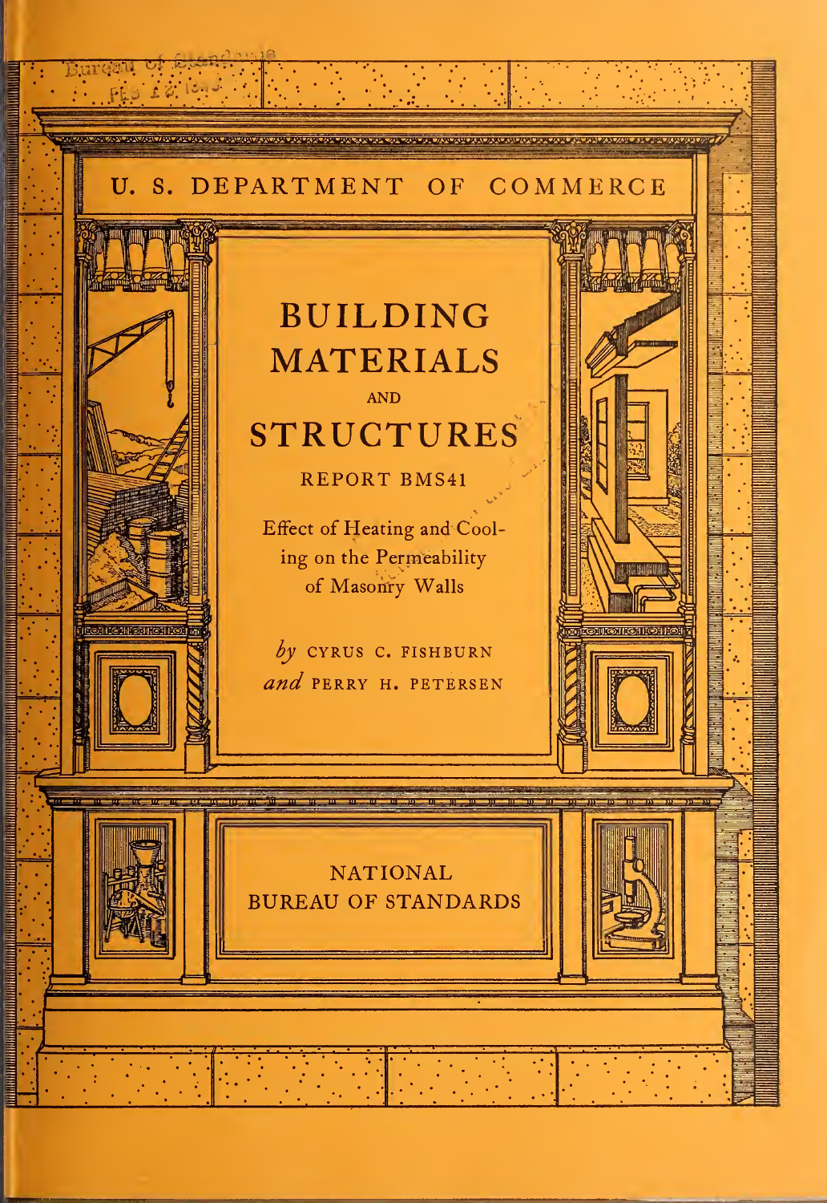U. S. DEPARTMENT OF COMMERCE

# BUILDING MATERIALS AND STRUCTURES

REPORT BMS41

## Effect of Heating and Cooling on the Permeability of Masonry Walls

*by* CYRUS C. FISHBURN *and* PERRY H. PETERSEN

NATIONAL BUREAU OF STANDARDS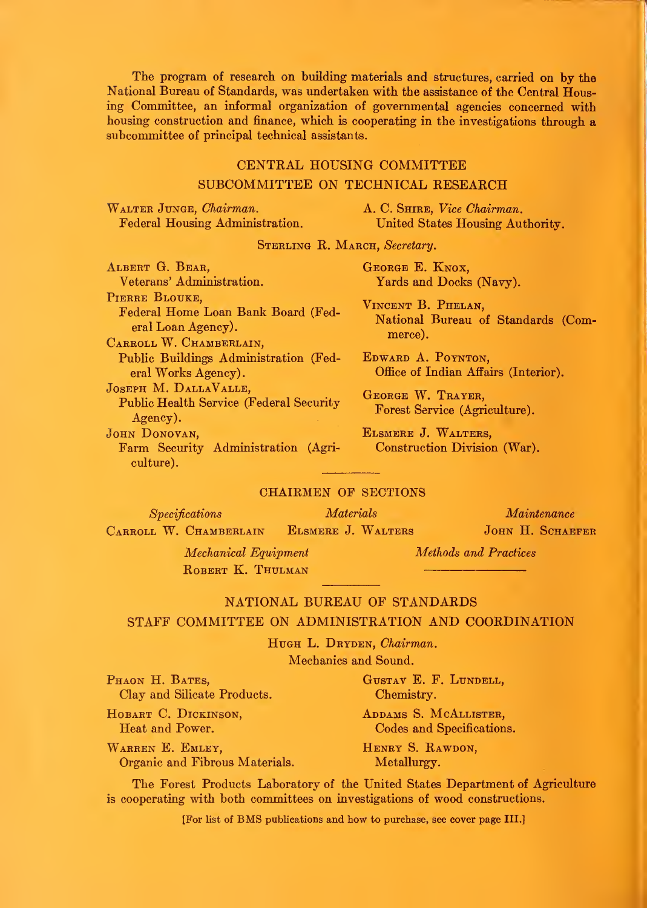The program of research on building materials and structures, carried on by the National Bureau of Standards, was undertaken with the assistance of the Central Housing Committee, an informal organization of governmental agencies concerned with housing construction and finance, which is cooperating in the investigations through a subcommittee of principal technical assistants.

## CENTRAL HOUSING COMMITTEE
## SUBCOMMITTEE ON TECHNICAL RESEARCH

Walter Junge, *Chairman.*
Federal Housing Administration.

A. C. Shire, *Vice Chairman.*
United States Housing Authority.

Sterling R. March, *Secretary.*

Albert G. Bear,
Veterans' Administration.

Pierre Blouke,
Federal Home Loan Bank Board (Federal Loan Agency).

Carroll W. Chamberlain,
Public Buildings Administration (Federal Works Agency).

Joseph M. DallaValle,
Public Health Service (Federal Security Agency).

John Donovan,
Farm Security Administration (Agriculture).

George E. Knox,
Yards and Docks (Navy).

Vincent B. Phelan,
National Bureau of Standards (Commerce).

Edward A. Poynton,
Office of Indian Affairs (Interior).

George W. Trayer,
Forest Service (Agriculture).

Elsmere J. Walters,
Construction Division (War).

## CHAIRMEN OF SECTIONS

*Specifications*
Carroll W. Chamberlain

*Materials*
Elsmere J. Walters

*Maintenance*
John H. Schaefer

*Mechanical Equipment*
Robert K. Thulman

*Methods and Practices*
————————

## NATIONAL BUREAU OF STANDARDS
## STAFF COMMITTEE ON ADMINISTRATION AND COORDINATION

Hugh L. Dryden, *Chairman.*
Mechanics and Sound.

Phaon H. Bates,
Clay and Silicate Products.

Hobart C. Dickinson,
Heat and Power.

Warren E. Emley,
Organic and Fibrous Materials.

Gustav E. F. Lundell,
Chemistry.

Addams S. McAllister,
Codes and Specifications.

Henry S. Rawdon,
Metallurgy.

The Forest Products Laboratory of the United States Department of Agriculture is cooperating with both committees on investigations of wood constructions.

[For list of BMS publications and how to purchase, see cover page III.]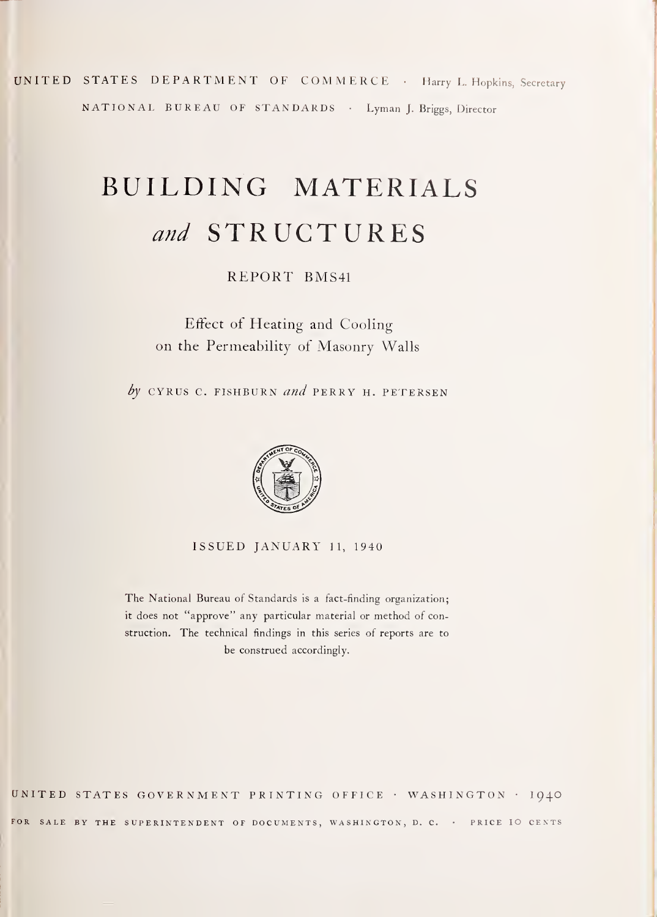UNITED STATES DEPARTMENT OF COMMERCE · Harry L. Hopkins, Secretary

NATIONAL BUREAU OF STANDARDS · Lyman J. Briggs, Director

# BUILDING MATERIALS *and* STRUCTURES

REPORT BMS41

## Effect of Heating and Cooling on the Permeability of Masonry Walls

*by* CYRUS C. FISHBURN *and* PERRY H. PETERSEN

ISSUED JANUARY 11, 1940

The National Bureau of Standards is a fact-finding organization; it does not "approve" any particular material or method of construction. The technical findings in this series of reports are to be construed accordingly.

UNITED STATES GOVERNMENT PRINTING OFFICE · WASHINGTON · 1940

FOR SALE BY THE SUPERINTENDENT OF DOCUMENTS, WASHINGTON, D. C. · PRICE 10 CENTS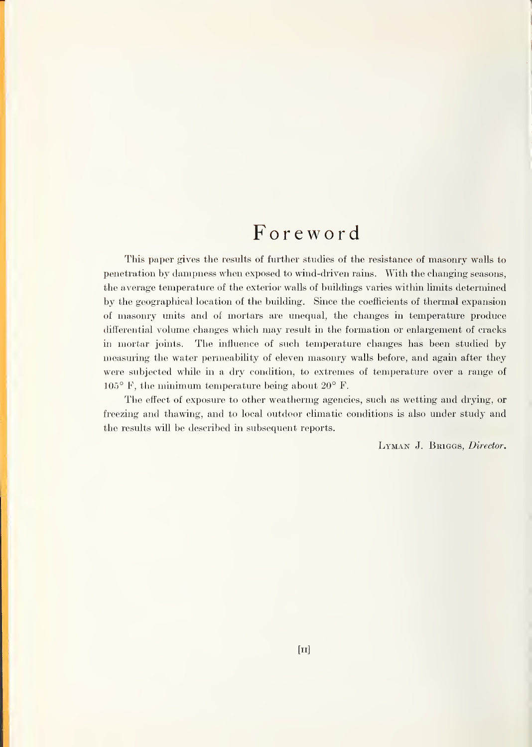# Foreword

This paper gives the results of further studies of the resistance of masonry walls to penetration by dampness when exposed to wind-driven rains. With the changing seasons, the average temperature of the exterior walls of buildings varies within limits determined by the geographical location of the building. Since the coefficients of thermal expansion of masonry units and of mortars are unequal, the changes in temperature produce differential volume changes which may result in the formation or enlargement of cracks in mortar joints. The influence of such temperature changes has been studied by measuring the water permeability of eleven masonry walls before, and again after they were subjected while in a dry condition, to extremes of temperature over a range of 105° F, the minimum temperature being about 20° F.

The effect of exposure to other weathering agencies, such as wetting and drying, or freezing and thawing, and to local outdoor climatic conditions is also under study and the results will be described in subsequent reports.

LYMAN J. BRIGGS, *Director.*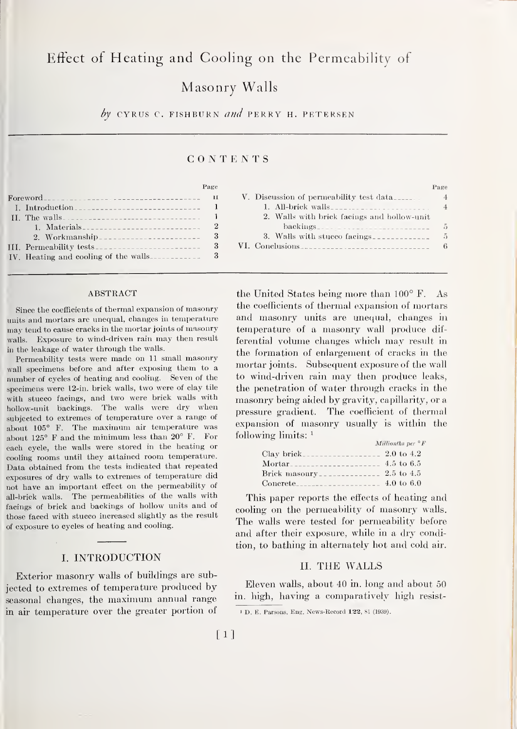# Effect of Heating and Cooling on the Permeability of Masonry Walls

*by* CYRUS C. FISHBURN *and* PERRY H. PETERSEN

## CONTENTS

| | Page |
|---|---|
| Foreword | II |
| I. Introduction | 1 |
| II. The walls | 1 |
| 1. Materials | 2 |
| 2. Workmanship | 3 |
| III. Permeability tests | 3 |
| IV. Heating and cooling of the walls | 3 |
| V. Discussion of permeability test data | 4 |
| 1. All-brick walls | 4 |
| 2. Walls with brick facings and hollow-unit backings | 5 |
| 3. Walls with stucco facings | 5 |
| VI. Conclusions | 6 |

### ABSTRACT

Since the coefficients of thermal expansion of masonry units and mortars are unequal, changes in temperature may tend to cause cracks in the mortar joints of masonry walls. Exposure to wind-driven rain may then result in the leakage of water through the walls.

Permeability tests were made on 11 small masonry wall specimens before and after exposing them to a number of cycles of heating and cooling. Seven of the specimens were 12-in. brick walls, two were of clay tile with stucco facings, and two were brick walls with hollow-unit backings. The walls were dry when subjected to extremes of temperature over a range of about 105° F. The maximum air temperature was about 125° F and the minimum less than 20° F. For each cycle, the walls were stored in the heating or cooling rooms until they attained room temperature. Data obtained from the tests indicated that repeated exposures of dry walls to extremes of temperature did not have an important effect on the permeability of all-brick walls. The permeabilities of the walls with facings of brick and backings of hollow units and of those faced with stucco increased slightly as the result of exposure to cycles of heating and cooling.

## I. INTRODUCTION

Exterior masonry walls of buildings are subjected to extremes of temperature produced by seasonal changes, the maximum annual range in air temperature over the greater portion of the United States being more than 100° F. As the coefficients of thermal expansion of mortars and masonry units are unequal, changes in temperature of a masonry wall produce differential volume changes which may result in the formation of enlargement of cracks in the mortar joints. Subsequent exposure of the wall to wind-driven rain may then produce leaks, the penetration of water through cracks in the masonry being aided by gravity, capillarity, or a pressure gradient. The coefficient of thermal expansion of masonry usually is within the following limits: [1]

| | *Millionths per °F* |
|---|---|
| Clay brick | 2.0 to 4.2 |
| Mortar | 4.5 to 6.5 |
| Brick masonry | 2.5 to 4.5 |
| Concrete | 4.0 to 6.0 |

This paper reports the effects of heating and cooling on the permeability of masonry walls. The walls were tested for permeability before and after their exposure, while in a dry condition, to bathing in alternately hot and cold air.

## II. THE WALLS

Eleven walls, about 40 in. long and about 50 in. high, having a comparatively high resist-

[1] D. E. Parsons, Eng. News-Record **122**, 81 (1939).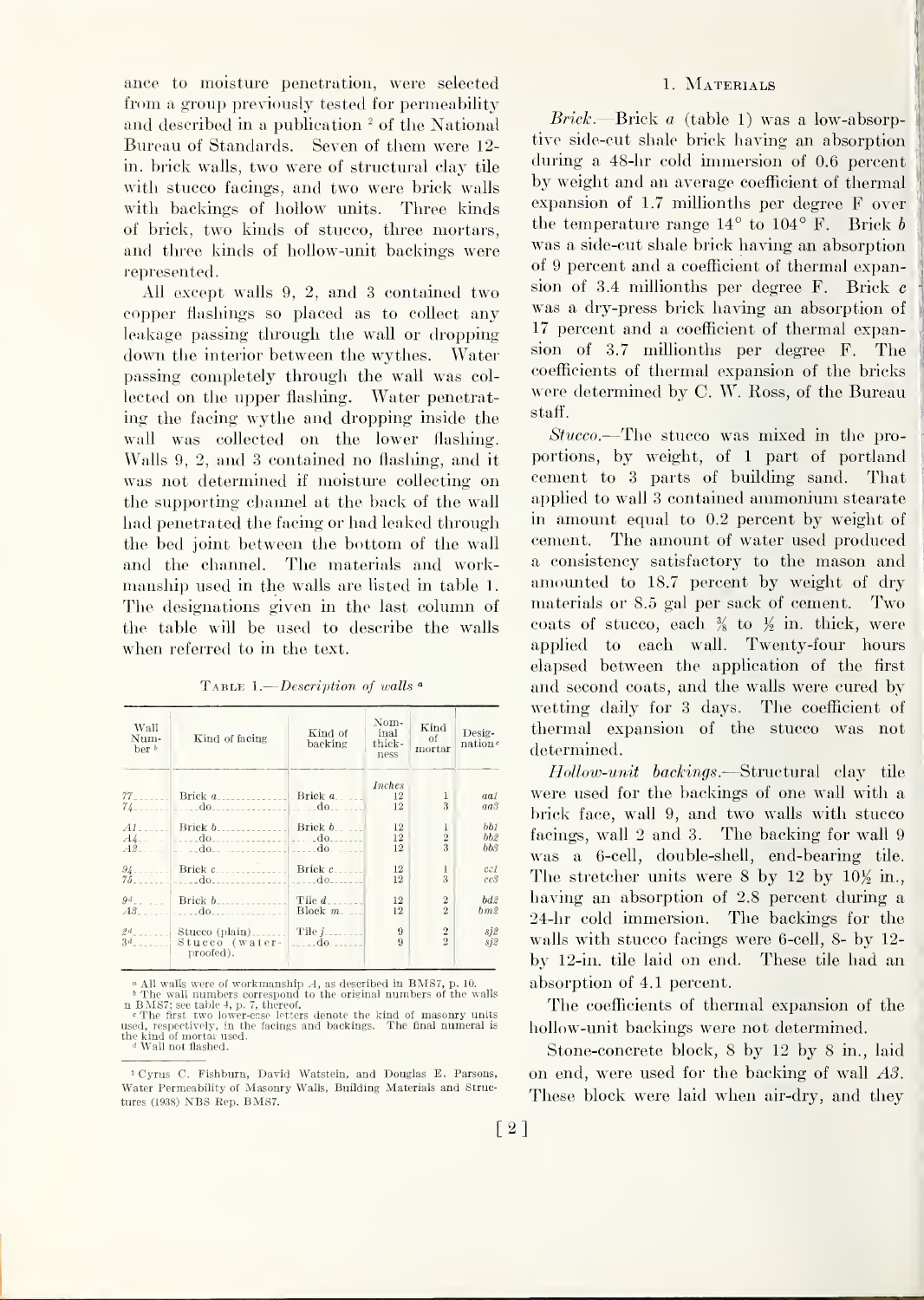ance to moisture penetration, were selected from a group previously tested for permeability and described in a publication [2] of the National Bureau of Standards. Seven of them were 12-in. brick walls, two were of structural clay tile with stucco facings, and two were brick walls with backings of hollow units. Three kinds of brick, two kinds of stucco, three mortars, and three kinds of hollow-unit backings were represented.

All except walls 9, 2, and 3 contained two copper flashings so placed as to collect any leakage passing through the wall or dropping down the interior between the wythes. Water passing completely through the wall was collected on the upper flashing. Water penetrating the facing and dropping inside the wall was collected on the lower flashing. Walls 9, 2, and 3 contained no flashing, and it was not determined if moisture collecting on the supporting channel at the back of the wall had penetrated the facing or had leaked through the bed joint between the bottom of the wall and the channel. The materials and workmanship used in the walls are listed in table 1. The designations given in the last column of the table will be used to describe the walls when referred to in the text.

Table 1.—*Description of walls* [a]

| Wall Number [b] | Kind of facing | Kind of backing | Nominal thickness | Kind of mortar | Designation [c] |
|---|---|---|---|---|---|
| | | | *Inches* | | |
| 77 | Brick *a* | Brick *a* | 12 | 1 | *aa1* |
| 74 | do | do | 12 | 3 | *aa3* |
| *A1* | Brick *b* | Brick *b* | 12 | 1 | *bb1* |
| *A4* | do | do | 12 | 2 | *bb2* |
| *A2* | do | do | 12 | 3 | *bb3* |
| 94 | Brick *c* | Brick *c* | 12 | 1 | *cc1* |
| 75 | do | do | 12 | 3 | *cc3* |
| 9[d] | Brick *b* | Tile *d* | 12 | 2 | *bd2* |
| *A3* | do | Block *m* | 12 | 2 | *bm2* |
| 2[d] | Stucco (plain) | Tile *j* | 9 | 2 | *sj2* |
| 3[d] | Stucco (waterproofed) | do | 9 | 2 | *sj2* |

[a] All walls were of workmanship *A*, as described in BMS7, p. 10.
[b] The wall numbers correspond to the original numbers of the walls in BMS7; see table 4, p. 7, thereof.
[c] The first two lower-case letters denote the kind of masonry units used, respectively, in the facings and backings. The final numeral is the kind of mortar used.
[d] Wall not flashed.

[2] Cyrus C. Fishburn, David Watstein, and Douglas E. Parsons, Water Permeability of Masonry Walls, Building Materials and Structures (1938) NBS Rep. BMS7.

## 1. Materials

*Brick.*—Brick *a* (table 1) was a low-absorptive side-cut shale brick having an absorption during a 48-hr cold immersion of 0.6 percent by weight and an average coefficient of thermal expansion of 1.7 millionths per degree F over the temperature range 14° to 104° F. Brick *b* was a side-cut shale brick having an absorption of 9 percent and a coefficient of thermal expansion of 3.4 millionths per degree F. Brick *c* was a dry-press brick having an absorption of 17 percent and a coefficient of thermal expansion of 3.7 millionths per degree F. The coefficients of thermal expansion of the bricks were determined by C. W. Ross, of the Bureau staff.

*Stucco.*—The stucco was mixed in the proportions, by weight, of 1 part of portland cement to 3 parts of building sand. That applied to wall 3 contained ammonium stearate in amount equal to 0.2 percent by weight of cement. The amount of water used produced a consistency satisfactory to the mason and amounted to 18.7 percent by weight of dry materials or 8.5 gal per sack of cement. Two coats of stucco, each 3/8 to 1/2 in. thick, were applied to each wall. Twenty-four hours elapsed between the application of the first and second coats, and the walls were cured by wetting daily for 3 days. The coefficient of thermal expansion of the stucco was not determined.

*Hollow-unit backings.*—Structural clay tile were used for the backings of one wall with a brick face, wall 9, and two walls with stucco facings, wall 2 and 3. The backing for wall 9 was a 6-cell, double-shell, end-bearing tile. The stretcher units were 8 by 12 by 10½ in., having an absorption of 2.8 percent during a 24-hr cold immersion. The backings for the walls with stucco facings were 6-cell, 8- by 12- by 12-in. tile laid on end. These tile had an absorption of 4.1 percent.

The coefficients of thermal expansion of the hollow-unit backings were not determined.

Stone-concrete block, 8 by 12 by 8 in., laid on end, were used for the backing of wall *A3*. These block were laid when air-dry, and they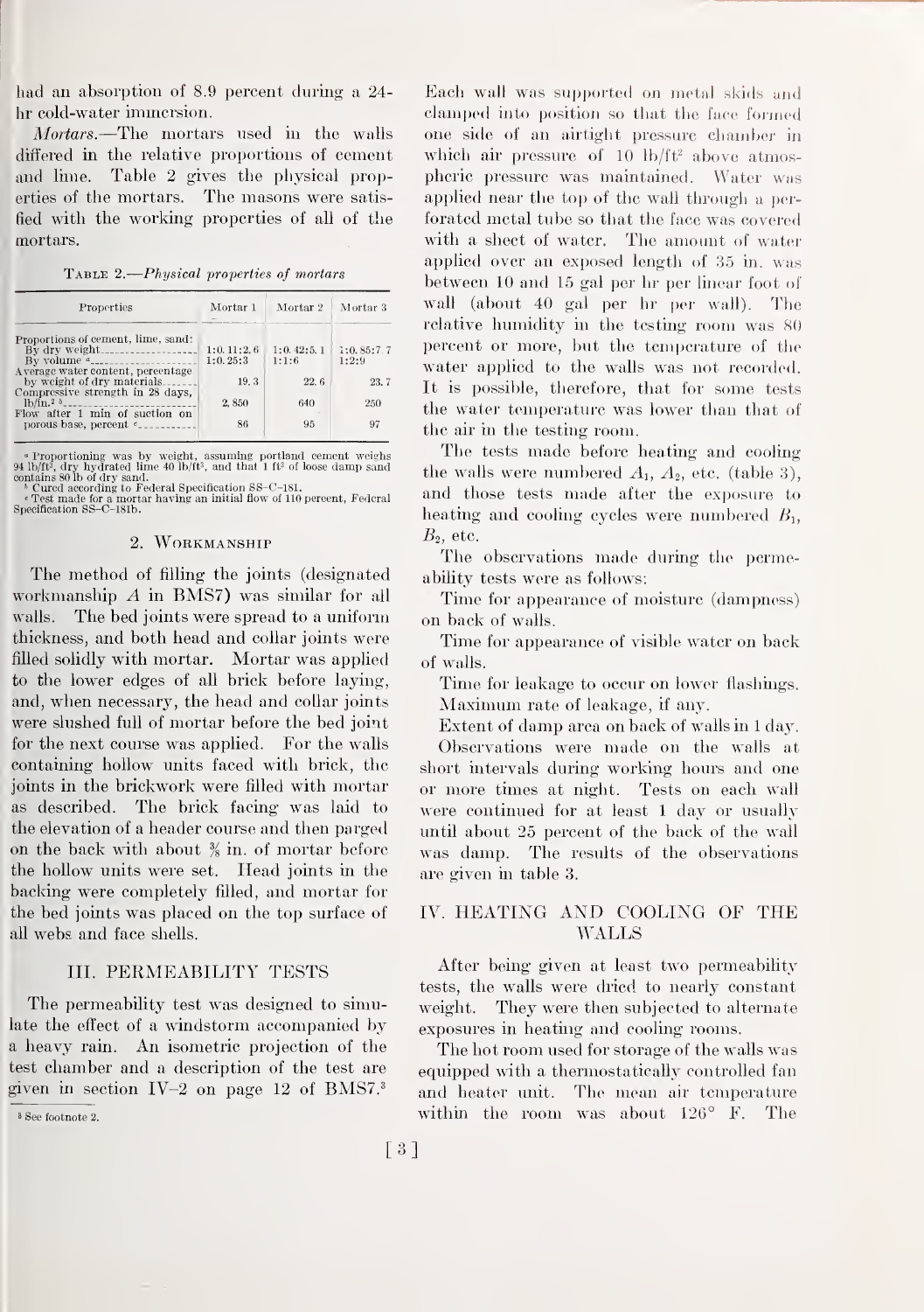had an absorption of 8.9 percent during a 24-hr cold-water immersion.

*Mortars.*—The mortars used in the walls differed in the relative proportions of cement and lime. Table 2 gives the physical properties of the mortars. The masons were satisfied with the working properties of all of the mortars.

TABLE 2.—*Physical properties of mortars*

| Properties | Mortar 1 | Mortar 2 | Mortar 3 |
|---|---|---|---|
| Proportions of cement, lime, sand: | | | |
| By dry weight | 1:0.11:2.6 | 1:0.42:5.1 | 1:0.85:7.7 |
| By volume [a] | 1:0.25:3 | 1:1:6 | 1:2:9 |
| Average water content, percentage by weight of dry materials | 19.3 | 22.6 | 23.7 |
| Compressive strength in 28 days, lb/in.[2] [b] | 2,850 | 640 | 250 |
| Flow after 1 min of suction on porous base, percent [c] | 86 | 95 | 97 |

[a] Proportioning was by weight, assuming portland cement weighs 94 lb/ft³, dry hydrated lime 40 lb/ft³, and that 1 ft³ of loose damp sand contains 80 lb of dry sand.
[b] Cured according to Federal Specification SS–C–181.
[c] Test made for a mortar having an initial flow of 110 percent, Federal Specification SS–C–181b.

### 2. WORKMANSHIP

The method of filling the joints (designated workmanship *A* in BMS7) was similar for all walls. The bed joints were spread to a uniform thickness, and both head and collar joints were filled solidly with mortar. Mortar was applied to the lower edges of all brick before laying, and, when necessary, the head and collar joints were slushed full of mortar before the bed joint for the next course was applied. For the walls containing hollow units faced with brick, the joints in the brickwork were filled with mortar as described. The brick facing was laid to the elevation of a header course and then parged on the back with about ⅜ in. of mortar before the hollow units were set. Head joints in the backing were completely filled, and mortar for the bed joints was placed on the top surface of all webs and face shells.

## III. PERMEABILITY TESTS

The permeability test was designed to simulate the effect of a windstorm accompanied by a heavy rain. An isometric projection of the test chamber and a description of the test are given in section IV–2 on page 12 of BMS7.[3]

[3] See footnote 2.

Each wall was supported on metal skids and clamped into position so that the face formed one side of an airtight pressure chamber in which air pressure of 10 lb/ft² above atmospheric pressure was maintained. Water was applied near the top of the wall through a perforated metal tube so that the face was covered with a sheet of water. The amount of water applied over an exposed length of 35 in. was between 10 and 15 gal per hr per linear foot of wall (about 40 gal per hr per wall). The relative humidity in the testing room was 80 percent or more, but the temperature of the water applied to the walls was not recorded. It is possible, therefore, that for some tests the water temperature was lower than that of the air in the testing room.

The tests made before heating and cooling the walls were numbered $A_1$, $A_2$, etc. (table 3), and those tests made after the exposure to heating and cooling cycles were numbered $B_1$, $B_2$, etc.

The observations made during the permeability tests were as follows:

Time for appearance of moisture (dampness) on back of walls.

Time for appearance of visible water on back of walls.

Time for leakage to occur on lower flashings.

Maximum rate of leakage, if any.

Extent of damp area on back of walls in 1 day.

Observations were made on the walls at short intervals during working hours and one or more times at night. Tests on each wall were continued for at least 1 day or usually until about 25 percent of the back of the wall was damp. The results of the observations are given in table 3.

## IV. HEATING AND COOLING OF THE WALLS

After being given at least two permeability tests, the walls were dried to nearly constant weight. They were then subjected to alternate exposures in heating and cooling rooms.

The hot room used for storage of the walls was equipped with a thermostatically controlled fan and heater unit. The mean air temperature within the room was about 126° F. The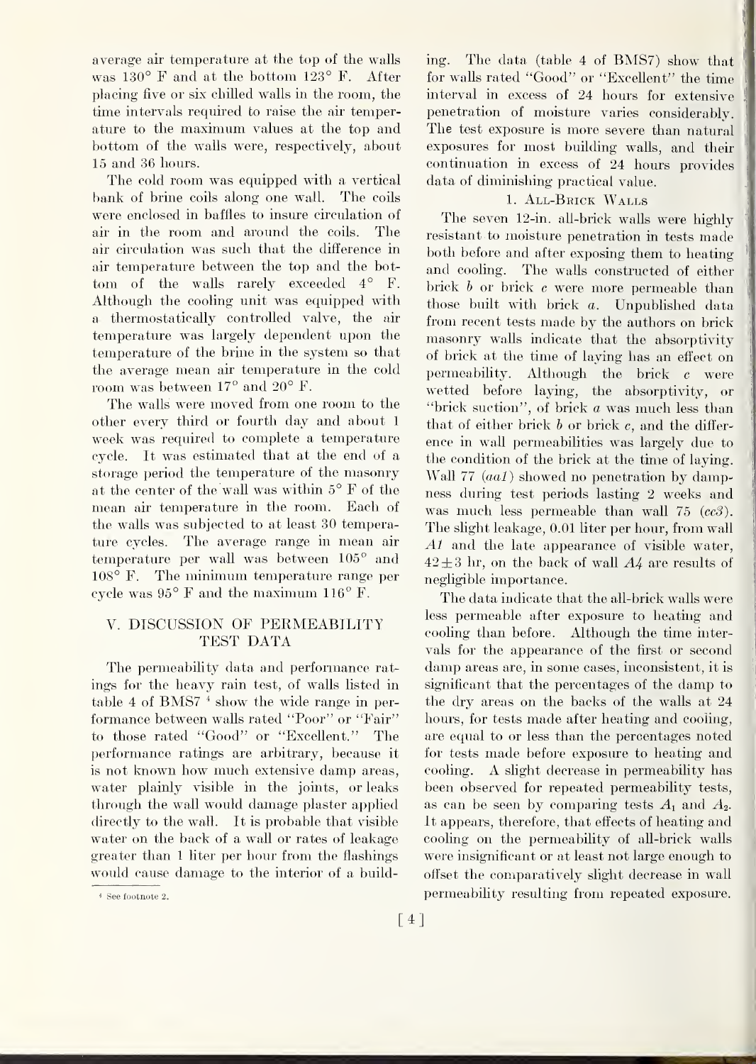average air temperature at the top of the walls was 130° F and at the bottom 123° F. After placing five or six chilled walls in the room, the time intervals required to raise the air temperature to the maximum values at the top and bottom of the walls were, respectively, about 15 and 36 hours.

The cold room was equipped with a vertical bank of brine coils along one wall. The coils were enclosed in baffles to insure circulation of air in the room and around the coils. The air circulation was such that the difference in air temperature between the top and the bottom of the walls rarely exceeded 4° F. Although the cooling unit was equipped with a thermostatically controlled valve, the air temperature was largely dependent upon the temperature of the brine in the system so that the average mean air temperature in the cold room was between 17° and 20° F.

The walls were moved from one room to the other every third or fourth day and about 1 week was required to complete a temperature cycle. It was estimated that at the end of a storage period the temperature of the masonry at the center of the wall was within 5° F of the mean air temperature in the room. Each of the walls was subjected to at least 30 temperature cycles. The average range in mean air temperature per wall was between 105° and 108° F. The minimum temperature range per cycle was 95° F and the maximum 116° F.

## V. DISCUSSION OF PERMEABILITY TEST DATA

The permeability data and performance ratings for the heavy rain test, of walls listed in table 4 of BMS7 [4] show the wide range in performance between walls rated "Poor" or "Fair" to those rated "Good" or "Excellent." The performance ratings are arbitrary, because it is not known how much extensive damp areas, water plainly visible in the joints, or leaks through the wall would damage plaster applied directly to the wall. It is probable that visible water on the back of a wall or rates of leakage greater than 1 liter per hour from the flashings would cause damage to the interior of a building. The data (table 4 of BMS7) show that for walls rated "Good" or "Excellent" the time interval in excess of 24 hours for extensive penetration of moisture varies considerably. The test exposure is more severe than natural exposures for most building walls, and their continuation in excess of 24 hours provides data of diminishing practical value.

### 1. All-Brick Walls

The seven 12-in. all-brick walls were highly resistant to moisture penetration in tests made both before and after exposing them to heating and cooling. The walls constructed of either brick *b* or brick *c* were more permeable than those built with brick *a*. Unpublished data from recent tests made by the authors on brick masonry walls indicate that the absorptivity of brick at the time of laying has an effect on permeability. Although the brick *c* were wetted before laying, the absorptivity, or "brick suction", of brick *a* was much less than that of either brick *b* or brick *c*, and the difference in wall permeabilities was largely due to the condition of the brick at the time of laying. Wall 77 (*aa1*) showed no penetration by dampness during test periods lasting 2 weeks and was much less permeable than wall 75 (*cc3*). The slight leakage, 0.01 liter per hour, from wall *A1* and the late appearance of visible water, 42±3 hr, on the back of wall *A4* are results of negligible importance.

The data indicate that the all-brick walls were less permeable after exposure to heating and cooling than before. Although the time intervals for the appearance of the first or second damp areas are, in some cases, inconsistent, it is significant that the percentages of the damp to the dry areas on the backs of the walls at 24 hours, for tests made after heating and cooling, are equal to or less than the percentages noted for tests made before exposure to heating and cooling. A slight decrease in permeability has been observed for repeated permeability tests, as can be seen by comparing tests $A_1$ and $A_2$. It appears, therefore, that effects of heating and cooling on the permeability of all-brick walls were insignificant or at least not large enough to offset the comparatively slight decrease in wall permeability resulting from repeated exposure.

[4] See footnote 2.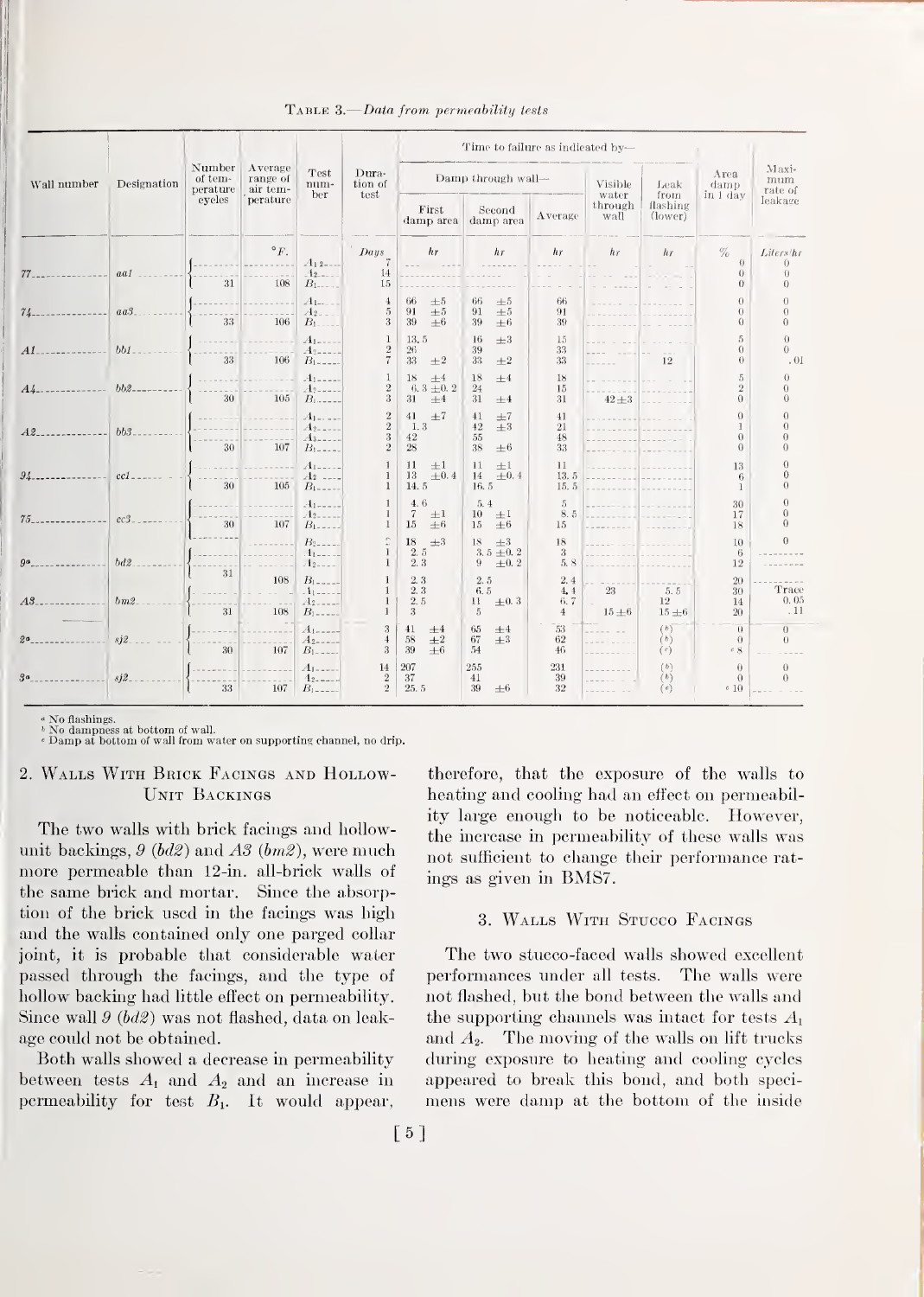TABLE 3.—*Data from permeability tests*

| Wall number | Designation | Number of temperature cycles | Average range of air temperature | Test number | Duration of test | Time to failure as indicated by— | | | | | Area damp in 1 day | Maximum rate of leakage |
|---|---|---|---|---|---|---|---|---|---|---|---|---|
| | | | | | | Damp through wall— | | | Visible water through wall | Leak from flashing (lower) | | |
| | | | | | | First damp area | Second damp area | Average | | | | |
| | | | °F. | | Days | hr | hr | hr | hr | hr | % | Liters/hr |
| 77 | aa1 | | | $A_{1}$ | 7 | | | | | | 0 | 0 |
| | | | | $A_{2}$ | 14 | | | | | | 0 | 0 |
| | | 31 | 108 | $B_{1}$ | 15 | | | | | | 0 | 0 |
| 74 | aa3 | | | $A_{1}$ | 4 | 66 ±5 | 66 ±5 | 66 | | | 0 | 0 |
| | | | | $A_{2}$ | 5 | 91 ±5 | 91 ±5 | 91 | | | 0 | 0 |
| | | 33 | 106 | $B_{1}$ | 3 | 39 ±6 | 39 ±6 | 39 | | | 0 | 0 |
| A1 | bb1 | | | $A_{1}$ | 1 | 13.5 | 16 ±3 | 15 | | | 5 | 0 |
| | | | | $A_{2}$ | 2 | 26 | 39 | 33 | | | 0 | 0 |
| | | 33 | 106 | $B_{1}$ | 7 | 33 ±2 | 33 ±2 | 33 | | 12 | 0 | .01 |
| A4 | bb2 | | | $A_{1}$ | 1 | 18 ±4 | 18 ±4 | 18 | | | 5 | 0 |
| | | | | $A_{2}$ | 2 | 6.3 ±0.2 | 24 | 15 | | | 2 | 0 |
| | | 30 | 105 | $B_{1}$ | 3 | 31 ±4 | 31 ±4 | 31 | 42 ±3 | | 0 | 0 |
| A2 | bb3 | | | $A_{1}$ | 2 | 41 ±7 | 41 ±7 | 41 | | | 0 | 0 |
| | | | | $A_{2}$ | 2 | 1.3 | 42 ±3 | 21 | | | 1 | 0 |
| | | | | $A_{3}$ | 3 | 42 | 55 | 48 | | | 0 | 0 |
| | | 30 | 107 | $B_{1}$ | 2 | 28 | 38 ±6 | 33 | | | 0 | 0 |
| 94 | cc1 | | | $A_{1}$ | 1 | 11 ±1 | 11 ±1 | 11 | | | 13 | 0 |
| | | | | $A_{2}$ | 1 | 13 ±0.4 | 14 ±0.4 | 13.5 | | | 6 | 0 |
| | | 30 | 105 | $B_{1}$ | 1 | 14.5 | 16.5 | 15.5 | | | 1 | 0 |
| 75 | cc3 | | | $A_{1}$ | 1 | 4.6 | 5.4 | 5 | | | 30 | 0 |
| | | | | $A_{2}$ | 1 | 7 ±1 | 10 ±1 | 8.5 | | | 17 | 0 |
| | | 30 | 107 | $B_{1}$ | 1 | 15 ±6 | 15 ±6 | 15 | | | 18 | 0 |
| 9[a] | bd2 | | | $B_{2}$ | 2 | 18 ±3 | 18 ±3 | 18 | | | 10 | 0 |
| | | | | $A_{1}$ | 1 | 2.5 | 3.5 ±0.2 | 3 | | | 6 | |
| | | | | $A_{2}$ | 1 | 2.3 | 9 ±0.2 | 5.8 | | | 12 | |
| | | 31 | 108 | $B_{1}$ | 1 | 2.3 | 2.5 | 2.4 | | | 20 | |
| A3 | bm2 | | | $A_{1}$ | 1 | 2.3 | 6.5 | 4.4 | 23 | 5.5 | 30 | Trace |
| | | | | $A_{2}$ | 1 | 2.5 | 11 ±0.3 | 6.7 | | 12 | 14 | 0.05 |
| | | 31 | 108 | $B_{1}$ | 1 | 3 | 5 | 4 | 15 ±6 | 15 ±6 | 20 | .11 |
| 2[a] | sj2 | | | $A_{1}$ | 3 | 41 ±4 | 65 ±4 | 53 | | ([b]) | 0 | 0 |
| | | | | $A_{2}$ | 4 | 58 ±2 | 67 ±3 | 62 | | ([b]) | 0 | 0 |
| | | 30 | 107 | $B_{1}$ | 3 | 39 ±6 | 54 | 46 | | ([c]) | [c] 8 | |
| 3[a] | sj2 | | | $A_{1}$ | 14 | 207 | 255 | 231 | | ([b]) | 0 | 0 |
| | | | | $A_{2}$ | 2 | 37 | 41 | 39 | | ([b]) | 0 | 0 |
| | | 33 | 107 | $B_{1}$ | 2 | 25.5 | 39 ±6 | 32 | | ([c]) | [c] 10 | |

[a] No flashings.
[b] No dampness at bottom of wall.
[c] Damp at bottom of wall from water on supporting channel, no drip.

## 2. Walls With Brick Facings and Hollow-Unit Backings

The two walls with brick facings and hollow-unit backings, *9* (*bd2*) and *A3* (*bm2*), were much more permeable than 12-in. all-brick walls of the same brick and mortar. Since the absorption of the brick used in the facings was high and the walls contained only one parged collar joint, it is probable that considerable water passed through the facings, and the type of hollow backing had little effect on permeability. Since wall *9* (*bd2*) was not flashed, data on leakage could not be obtained.

Both walls showed a decrease in permeability between tests $A_1$ and $A_2$ and an increase in permeability for test $B_1$. It would appear, therefore, that the exposure of the walls to heating and cooling had an effect on permeability large enough to be noticeable. However, the increase in permeability of these walls was not sufficient to change their performance ratings as given in BMS7.

## 3. Walls With Stucco Facings

The two stucco-faced walls showed excellent performances under all tests. The walls were not flashed, but the bond between the walls and the supporting channels was intact for tests $A_1$ and $A_2$. The moving of the walls on lift trucks during exposure to heating and cooling cycles appeared to break this bond, and both specimens were damp at the bottom of the inside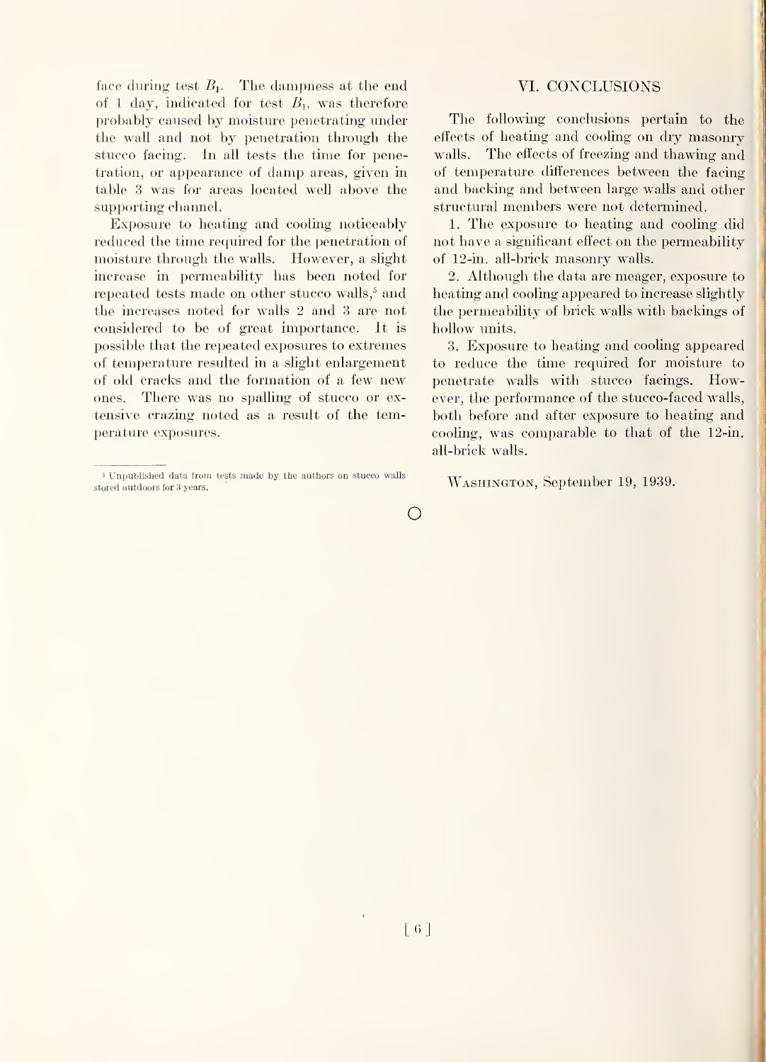face during test $B_1$. The dampness at the end of 1 day, indicated for test $B_1$, was therefore probably caused by moisture penetrating under the wall and not by penetration through the stucco facing. In all tests the time for penetration, or appearance of damp areas, given in table 3 was for areas located well above the supporting channel.

Exposure to heating and cooling noticeably reduced the time required for the penetration of moisture through the walls. However, a slight increase in permeability has been noted for repeated tests made on other stucco walls,[5] and the increases noted for walls 2 and 3 are not considered to be of great importance. It is possible that the repeated exposures to extremes of temperature resulted in a slight enlargement of old cracks and the formation of a few new ones. There was no spalling of stucco or extensive crazing noted as a result of the temperature exposures.

[5] Unpublished data from tests made by the authors on stucco walls stored outdoors for 3 years.

## VI. CONCLUSIONS

The following conclusions pertain to the effects of heating and cooling on dry masonry walls. The effects of freezing and thawing and of temperature differences between the facing and backing and between large walls and other structural members were not determined.

1. The exposure to heating and cooling did not have a significant effect on the permeability of 12-in. all-brick masonry walls.

2. Although the data are meager, exposure to heating and cooling appeared to increase slightly the permeability of brick walls with backings of hollow units.

3. Exposure to heating and cooling appeared to reduce the time required for moisture to penetrate walls with stucco facings. However, the performance of the stucco-faced walls, both before and after exposure to heating and cooling, was comparable to that of the 12-in. all-brick walls.

Washington, September 19, 1939.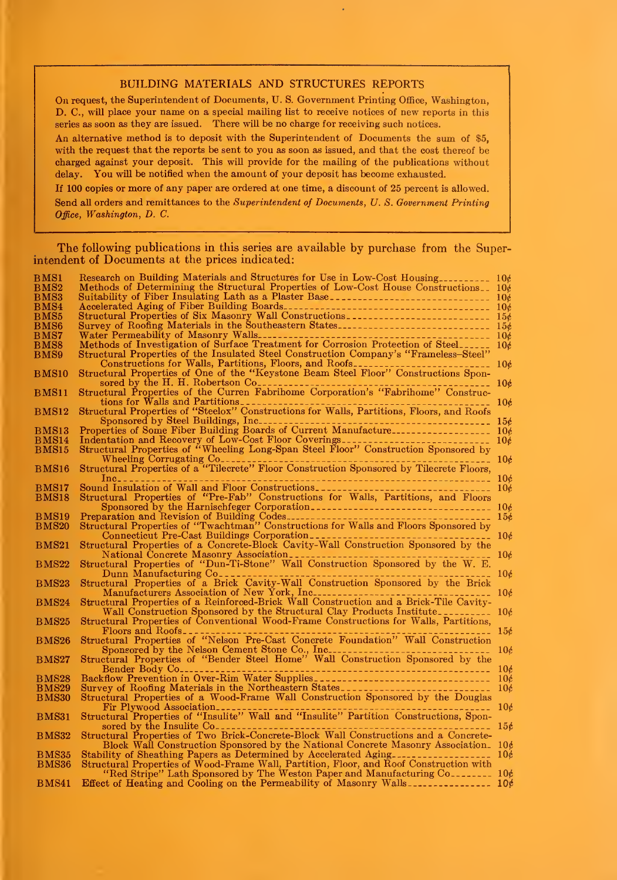## BUILDING MATERIALS AND STRUCTURES REPORTS

On request, the Superintendent of Documents, U. S. Government Printing Office, Washington, D. C., will place your name on a special mailing list to receive notices of new reports in this series as soon as they are issued. There will be no charge for receiving such notices.

An alternative method is to deposit with the Superintendent of Documents the sum of $5, with the request that the reports be sent to you as soon as issued, and that the cost thereof be charged against your deposit. This will provide for the mailing of the publications without delay. You will be notified when the amount of your deposit has become exhausted.

If 100 copies or more of any paper are ordered at one time, a discount of 25 percent is allowed.

Send all orders and remittances to the *Superintendent of Documents, U. S. Government Printing Office, Washington, D. C.*

The following publications in this series are available by purchase from the Superintendent of Documents at the prices indicated:

| | | |
|---|---|---|
| BMS1 | Research on Building Materials and Structures for Use in Low-Cost Housing | 10¢ |
| BMS2 | Methods of Determining the Structural Properties of Low-Cost House Constructions | 10¢ |
| BMS3 | Suitability of Fiber Insulating Lath as a Plaster Base | 10¢ |
| BMS4 | Accelerated Aging of Fiber Building Boards | 10¢ |
| BMS5 | Structural Properties of Six Masonry Wall Constructions | 15¢ |
| BMS6 | Survey of Roofing Materials in the Southeastern States | 15¢ |
| BMS7 | Water Permeability of Masonry Walls | 10¢ |
| BMS8 | Methods of Investigation of Surface Treatment for Corrosion Protection of Steel | 10¢ |
| BMS9 | Structural Properties of the Insulated Steel Construction Company's "Frameless-Steel" Constructions for Walls, Partitions, Floors, and Roofs | 10¢ |
| BMS10 | Structural Properties of One of the "Keystone Beam Steel Floor" Constructions Sponsored by the H. H. Robertson Co. | 10¢ |
| BMS11 | Structural Properties of the Curren Fabrihome Corporation's "Fabrihome" Constructions for Walls and Partitions | 10¢ |
| BMS12 | Structural Properties of "Steelox" Constructions for Walls, Partitions, Floors, and Roofs Sponsored by Steel Buildings, Inc. | 15¢ |
| BMS13 | Properties of Some Fiber Building Boards of Current Manufacture | 10¢ |
| BMS14 | Indentation and Recovery of Low-Cost Floor Coverings | 10¢ |
| BMS15 | Structural Properties of "Wheeling Long-Span Steel Floor" Construction Sponsored by Wheeling Corrugating Co. | 10¢ |
| BMS16 | Structural Properties of a "Tilecrete" Floor Construction Sponsored by Tilecrete Floors, Inc. | 10¢ |
| BMS17 | Sound Insulation of Wall and Floor Constructions | 10¢ |
| BMS18 | Structural Properties of "Pre-Fab" Constructions for Walls, Partitions, and Floors Sponsored by the Harnischfeger Corporation | 10¢ |
| BMS19 | Preparation and Revision of Building Codes | 15¢ |
| BMS20 | Structural Properties of "Twachtman" Constructions for Walls and Floors Sponsored by Connecticut Pre-Cast Buildings Corporation | 10¢ |
| BMS21 | Structural Properties of a Concrete-Block Cavity-Wall Construction Sponsored by the National Concrete Masonry Association | 10¢ |
| BMS22 | Structural Properties of "Dun-Ti-Stone" Wall Construction Sponsored by the W. E. Dunn Manufacturing Co. | 10¢ |
| BMS23 | Structural Properties of a Brick Cavity-Wall Construction Sponsored by the Brick Manufacturers Association of New York, Inc. | 10¢ |
| BMS24 | Structural Properties of a Reinforced-Brick Wall Construction and a Brick-Tile Cavity-Wall Construction Sponsored by the Structural Clay Products Institute | 10¢ |
| BMS25 | Structural Properties of Conventional Wood-Frame Constructions for Walls, Partitions, Floors and Roofs | 15¢ |
| BMS26 | Structural Properties of "Nelson Pre-Cast Concrete Foundation" Wall Construction Sponsored by the Nelson Cement Stone Co., Inc. | 10¢ |
| BMS27 | Structural Properties of "Bender Steel Home" Wall Construction Sponsored by the Bender Body Co. | 10¢ |
| BMS28 | Backflow Prevention in Over-Rim Water Supplies | 10¢ |
| BMS29 | Survey of Roofing Materials in the Northeastern States | 10¢ |
| BMS30 | Structural Properties of a Wood-Frame Wall Construction Sponsored by the Douglas Fir Plywood Association | 10¢ |
| BMS31 | Structural Properties of "Insulite" Wall and "Insulite" Partition Constructions, Sponsored by the Insulite Co. | 15¢ |
| BMS32 | Structural Properties of Two Brick-Concrete-Block Wall Constructions and a Concrete-Block Wall Construction Sponsored by the National Concrete Masonry Association | 10¢ |
| BMS35 | Stability of Sheathing Papers as Determined by Accelerated Aging | 10¢ |
| BMS36 | Structural Properties of Wood-Frame Wall, Partition, Floor, and Roof Construction with "Red Stripe" Lath Sponsored by The Weston Paper and Manufacturing Co. | 10¢ |
| BMS41 | Effect of Heating and Cooling on the Permeability of Masonry Walls | 10¢ |